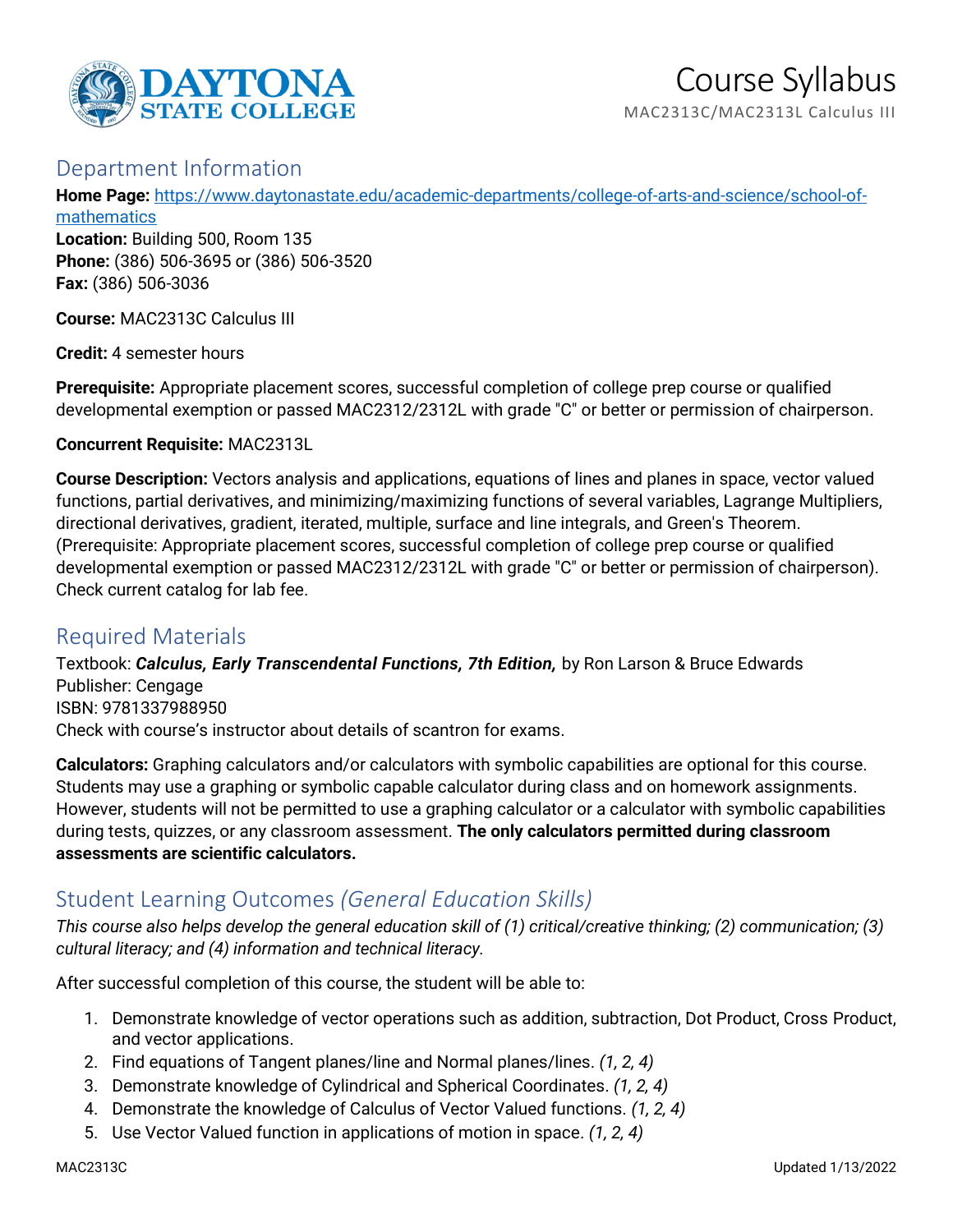# Course Syllabus

MAC2313C/MAC2313L Calculus III

## Department Information

**Home Page:** [https://www.daytonastate.edu/academic-departments/college-of-arts-and-science/school-of-mathematics](https://www.daytonastate.edu/academic-departments/college-of-arts-and-science/school-of-mathematics)
**Location:** Building 500, Room 135
**Phone:** (386) 506-3695 or (386) 506-3520
**Fax:** (386) 506-3036

**Course:** MAC2313C Calculus III

**Credit:** 4 semester hours

**Prerequisite:** Appropriate placement scores, successful completion of college prep course or qualified developmental exemption or passed MAC2312/2312L with grade "C" or better or permission of chairperson.

**Concurrent Requisite:** MAC2313L

**Course Description:** Vectors analysis and applications, equations of lines and planes in space, vector valued functions, partial derivatives, and minimizing/maximizing functions of several variables, Lagrange Multipliers, directional derivatives, gradient, iterated, multiple, surface and line integrals, and Green's Theorem. (Prerequisite: Appropriate placement scores, successful completion of college prep course or qualified developmental exemption or passed MAC2312/2312L with grade "C" or better or permission of chairperson). Check current catalog for lab fee.

## Required Materials

Textbook: ***Calculus, Early Transcendental Functions, 7th Edition,*** by Ron Larson & Bruce Edwards
Publisher: Cengage
ISBN: 9781337988950
Check with course's instructor about details of scantron for exams.

**Calculators:** Graphing calculators and/or calculators with symbolic capabilities are optional for this course. Students may use a graphing or symbolic capable calculator during class and on homework assignments. However, students will not be permitted to use a graphing calculator or a calculator with symbolic capabilities during tests, quizzes, or any classroom assessment. **The only calculators permitted during classroom assessments are scientific calculators.**

## Student Learning Outcomes *(General Education Skills)*

*This course also helps develop the general education skill of (1) critical/creative thinking; (2) communication; (3) cultural literacy; and (4) information and technical literacy.*

After successful completion of this course, the student will be able to:

1. Demonstrate knowledge of vector operations such as addition, subtraction, Dot Product, Cross Product, and vector applications.
2. Find equations of Tangent planes/line and Normal planes/lines. *(1, 2, 4)*
3. Demonstrate knowledge of Cylindrical and Spherical Coordinates. *(1, 2, 4)*
4. Demonstrate the knowledge of Calculus of Vector Valued functions. *(1, 2, 4)*
5. Use Vector Valued function in applications of motion in space. *(1, 2, 4)*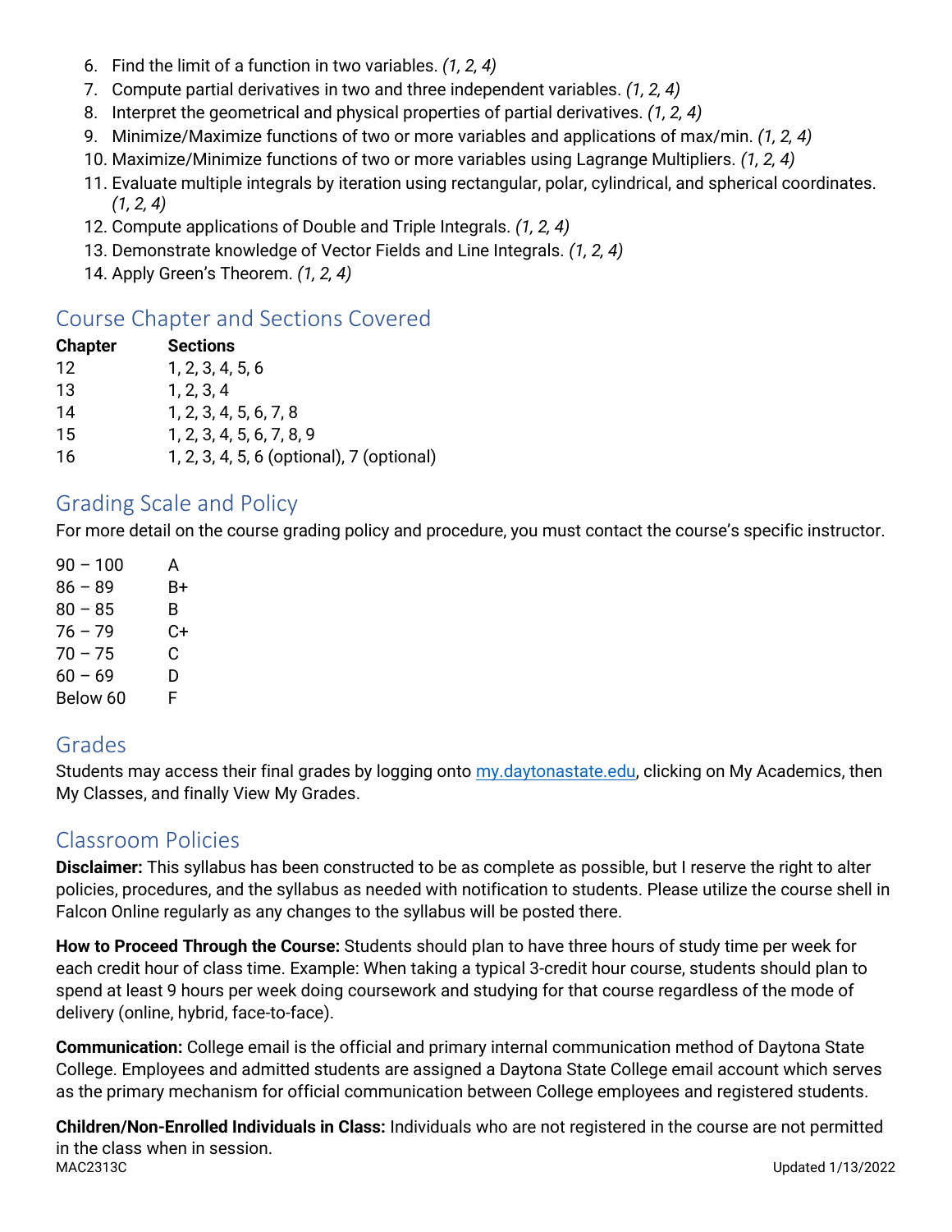6. Find the limit of a function in two variables. *(1, 2, 4)*
7. Compute partial derivatives in two and three independent variables. *(1, 2, 4)*
8. Interpret the geometrical and physical properties of partial derivatives. *(1, 2, 4)*
9. Minimize/Maximize functions of two or more variables and applications of max/min. *(1, 2, 4)*
10. Maximize/Minimize functions of two or more variables using Lagrange Multipliers. *(1, 2, 4)*
11. Evaluate multiple integrals by iteration using rectangular, polar, cylindrical, and spherical coordinates. *(1, 2, 4)*
12. Compute applications of Double and Triple Integrals. *(1, 2, 4)*
13. Demonstrate knowledge of Vector Fields and Line Integrals. *(1, 2, 4)*
14. Apply Green's Theorem. *(1, 2, 4)*

## Course Chapter and Sections Covered

| Chapter | Sections |
|---|---|
| 12 | 1, 2, 3, 4, 5, 6 |
| 13 | 1, 2, 3, 4 |
| 14 | 1, 2, 3, 4, 5, 6, 7, 8 |
| 15 | 1, 2, 3, 4, 5, 6, 7, 8, 9 |
| 16 | 1, 2, 3, 4, 5, 6 (optional), 7 (optional) |

## Grading Scale and Policy

For more detail on the course grading policy and procedure, you must contact the course's specific instructor.

| | |
|---|---|
| 90 – 100 | A |
| 86 – 89 | B+ |
| 80 – 85 | B |
| 76 – 79 | C+ |
| 70 – 75 | C |
| 60 – 69 | D |
| Below 60 | F |

## Grades

Students may access their final grades by logging onto my.daytonastate.edu, clicking on My Academics, then My Classes, and finally View My Grades.

## Classroom Policies

**Disclaimer:** This syllabus has been constructed to be as complete as possible, but I reserve the right to alter policies, procedures, and the syllabus as needed with notification to students. Please utilize the course shell in Falcon Online regularly as any changes to the syllabus will be posted there.

**How to Proceed Through the Course:** Students should plan to have three hours of study time per week for each credit hour of class time. Example: When taking a typical 3-credit hour course, students should plan to spend at least 9 hours per week doing coursework and studying for that course regardless of the mode of delivery (online, hybrid, face-to-face).

**Communication:** College email is the official and primary internal communication method of Daytona State College. Employees and admitted students are assigned a Daytona State College email account which serves as the primary mechanism for official communication between College employees and registered students.

**Children/Non-Enrolled Individuals in Class:** Individuals who are not registered in the course are not permitted in the class when in session.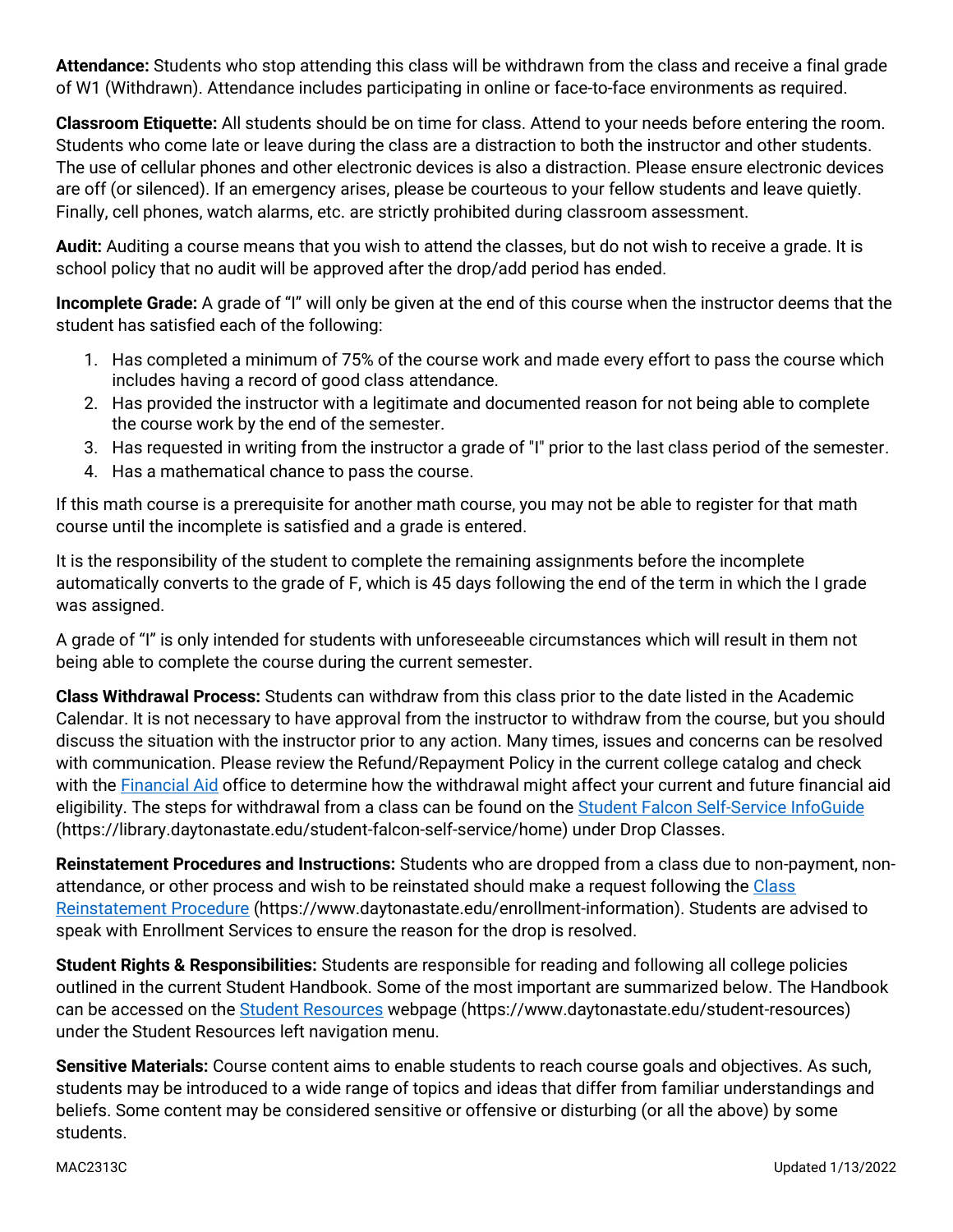**Attendance:** Students who stop attending this class will be withdrawn from the class and receive a final grade of W1 (Withdrawn). Attendance includes participating in online or face-to-face environments as required.

**Classroom Etiquette:** All students should be on time for class. Attend to your needs before entering the room. Students who come late or leave during the class are a distraction to both the instructor and other students. The use of cellular phones and other electronic devices is also a distraction. Please ensure electronic devices are off (or silenced). If an emergency arises, please be courteous to your fellow students and leave quietly. Finally, cell phones, watch alarms, etc. are strictly prohibited during classroom assessment.

**Audit:** Auditing a course means that you wish to attend the classes, but do not wish to receive a grade. It is school policy that no audit will be approved after the drop/add period has ended.

**Incomplete Grade:** A grade of "I" will only be given at the end of this course when the instructor deems that the student has satisfied each of the following:

1. Has completed a minimum of 75% of the course work and made every effort to pass the course which includes having a record of good class attendance.
2. Has provided the instructor with a legitimate and documented reason for not being able to complete the course work by the end of the semester.
3. Has requested in writing from the instructor a grade of "I" prior to the last class period of the semester.
4. Has a mathematical chance to pass the course.

If this math course is a prerequisite for another math course, you may not be able to register for that math course until the incomplete is satisfied and a grade is entered.

It is the responsibility of the student to complete the remaining assignments before the incomplete automatically converts to the grade of F, which is 45 days following the end of the term in which the I grade was assigned.

A grade of "I" is only intended for students with unforeseeable circumstances which will result in them not being able to complete the course during the current semester.

**Class Withdrawal Process:** Students can withdraw from this class prior to the date listed in the Academic Calendar. It is not necessary to have approval from the instructor to withdraw from the course, but you should discuss the situation with the instructor prior to any action. Many times, issues and concerns can be resolved with communication. Please review the Refund/Repayment Policy in the current college catalog and check with the Financial Aid office to determine how the withdrawal might affect your current and future financial aid eligibility. The steps for withdrawal from a class can be found on the Student Falcon Self-Service InfoGuide (https://library.daytonastate.edu/student-falcon-self-service/home) under Drop Classes.

**Reinstatement Procedures and Instructions:** Students who are dropped from a class due to non-payment, non-attendance, or other process and wish to be reinstated should make a request following the Class Reinstatement Procedure (https://www.daytonastate.edu/enrollment-information). Students are advised to speak with Enrollment Services to ensure the reason for the drop is resolved.

**Student Rights & Responsibilities:** Students are responsible for reading and following all college policies outlined in the current Student Handbook. Some of the most important are summarized below. The Handbook can be accessed on the Student Resources webpage (https://www.daytonastate.edu/student-resources) under the Student Resources left navigation menu.

**Sensitive Materials:** Course content aims to enable students to reach course goals and objectives. As such, students may be introduced to a wide range of topics and ideas that differ from familiar understandings and beliefs. Some content may be considered sensitive or offensive or disturbing (or all the above) by some students.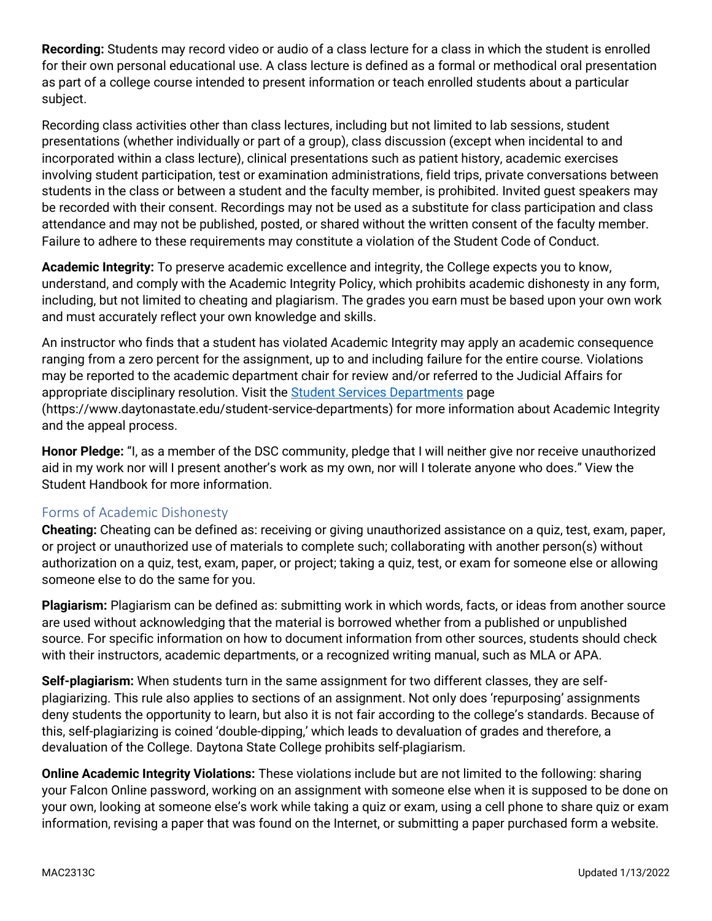**Recording:** Students may record video or audio of a class lecture for a class in which the student is enrolled for their own personal educational use. A class lecture is defined as a formal or methodical oral presentation as part of a college course intended to present information or teach enrolled students about a particular subject.

Recording class activities other than class lectures, including but not limited to lab sessions, student presentations (whether individually or part of a group), class discussion (except when incidental to and incorporated within a class lecture), clinical presentations such as patient history, academic exercises involving student participation, test or examination administrations, field trips, private conversations between students in the class or between a student and the faculty member, is prohibited. Invited guest speakers may be recorded with their consent. Recordings may not be used as a substitute for class participation and class attendance and may not be published, posted, or shared without the written consent of the faculty member. Failure to adhere to these requirements may constitute a violation of the Student Code of Conduct.

**Academic Integrity:** To preserve academic excellence and integrity, the College expects you to know, understand, and comply with the Academic Integrity Policy, which prohibits academic dishonesty in any form, including, but not limited to cheating and plagiarism. The grades you earn must be based upon your own work and must accurately reflect your own knowledge and skills.

An instructor who finds that a student has violated Academic Integrity may apply an academic consequence ranging from a zero percent for the assignment, up to and including failure for the entire course. Violations may be reported to the academic department chair for review and/or referred to the Judicial Affairs for appropriate disciplinary resolution. Visit the [Student Services Departments](https://www.daytonastate.edu/student-service-departments) page (https://www.daytonastate.edu/student-service-departments) for more information about Academic Integrity and the appeal process.

**Honor Pledge:** "I, as a member of the DSC community, pledge that I will neither give nor receive unauthorized aid in my work nor will I present another's work as my own, nor will I tolerate anyone who does." View the Student Handbook for more information.

## Forms of Academic Dishonesty

**Cheating:** Cheating can be defined as: receiving or giving unauthorized assistance on a quiz, test, exam, paper, or project or unauthorized use of materials to complete such; collaborating with another person(s) without authorization on a quiz, test, exam, paper, or project; taking a quiz, test, or exam for someone else or allowing someone else to do the same for you.

**Plagiarism:** Plagiarism can be defined as: submitting work in which words, facts, or ideas from another source are used without acknowledging that the material is borrowed whether from a published or unpublished source. For specific information on how to document information from other sources, students should check with their instructors, academic departments, or a recognized writing manual, such as MLA or APA.

**Self-plagiarism:** When students turn in the same assignment for two different classes, they are self-plagiarizing. This rule also applies to sections of an assignment. Not only does 'repurposing' assignments deny students the opportunity to learn, but also it is not fair according to the college's standards. Because of this, self-plagiarizing is coined 'double-dipping,' which leads to devaluation of grades and therefore, a devaluation of the College. Daytona State College prohibits self-plagiarism.

**Online Academic Integrity Violations:** These violations include but are not limited to the following: sharing your Falcon Online password, working on an assignment with someone else when it is supposed to be done on your own, looking at someone else's work while taking a quiz or exam, using a cell phone to share quiz or exam information, revising a paper that was found on the Internet, or submitting a paper purchased form a website.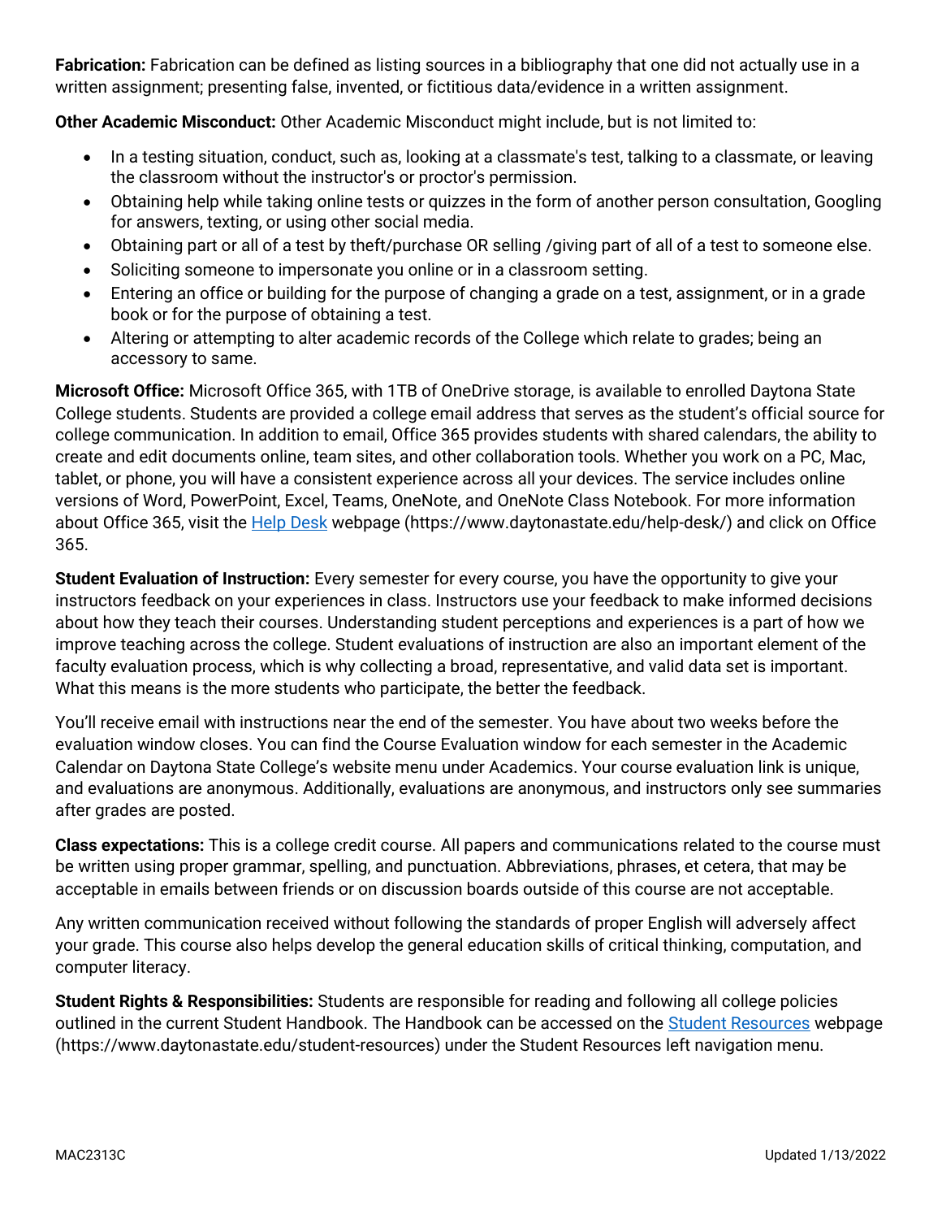**Fabrication:** Fabrication can be defined as listing sources in a bibliography that one did not actually use in a written assignment; presenting false, invented, or fictitious data/evidence in a written assignment.

**Other Academic Misconduct:** Other Academic Misconduct might include, but is not limited to:

- In a testing situation, conduct, such as, looking at a classmate's test, talking to a classmate, or leaving the classroom without the instructor's or proctor's permission.
- Obtaining help while taking online tests or quizzes in the form of another person consultation, Googling for answers, texting, or using other social media.
- Obtaining part or all of a test by theft/purchase OR selling /giving part of all of a test to someone else.
- Soliciting someone to impersonate you online or in a classroom setting.
- Entering an office or building for the purpose of changing a grade on a test, assignment, or in a grade book or for the purpose of obtaining a test.
- Altering or attempting to alter academic records of the College which relate to grades; being an accessory to same.

**Microsoft Office:** Microsoft Office 365, with 1TB of OneDrive storage, is available to enrolled Daytona State College students. Students are provided a college email address that serves as the student's official source for college communication. In addition to email, Office 365 provides students with shared calendars, the ability to create and edit documents online, team sites, and other collaboration tools. Whether you work on a PC, Mac, tablet, or phone, you will have a consistent experience across all your devices. The service includes online versions of Word, PowerPoint, Excel, Teams, OneNote, and OneNote Class Notebook. For more information about Office 365, visit the [Help Desk](https://www.daytonastate.edu/help-desk/) webpage (https://www.daytonastate.edu/help-desk/) and click on Office 365.

**Student Evaluation of Instruction:** Every semester for every course, you have the opportunity to give your instructors feedback on your experiences in class. Instructors use your feedback to make informed decisions about how they teach their courses. Understanding student perceptions and experiences is a part of how we improve teaching across the college. Student evaluations of instruction are also an important element of the faculty evaluation process, which is why collecting a broad, representative, and valid data set is important. What this means is the more students who participate, the better the feedback.

You'll receive email with instructions near the end of the semester. You have about two weeks before the evaluation window closes. You can find the Course Evaluation window for each semester in the Academic Calendar on Daytona State College's website menu under Academics. Your course evaluation link is unique, and evaluations are anonymous. Additionally, evaluations are anonymous, and instructors only see summaries after grades are posted.

**Class expectations:** This is a college credit course. All papers and communications related to the course must be written using proper grammar, spelling, and punctuation. Abbreviations, phrases, et cetera, that may be acceptable in emails between friends or on discussion boards outside of this course are not acceptable.

Any written communication received without following the standards of proper English will adversely affect your grade. This course also helps develop the general education skills of critical thinking, computation, and computer literacy.

**Student Rights & Responsibilities:** Students are responsible for reading and following all college policies outlined in the current Student Handbook. The Handbook can be accessed on the [Student Resources](https://www.daytonastate.edu/student-resources) webpage (https://www.daytonastate.edu/student-resources) under the Student Resources left navigation menu.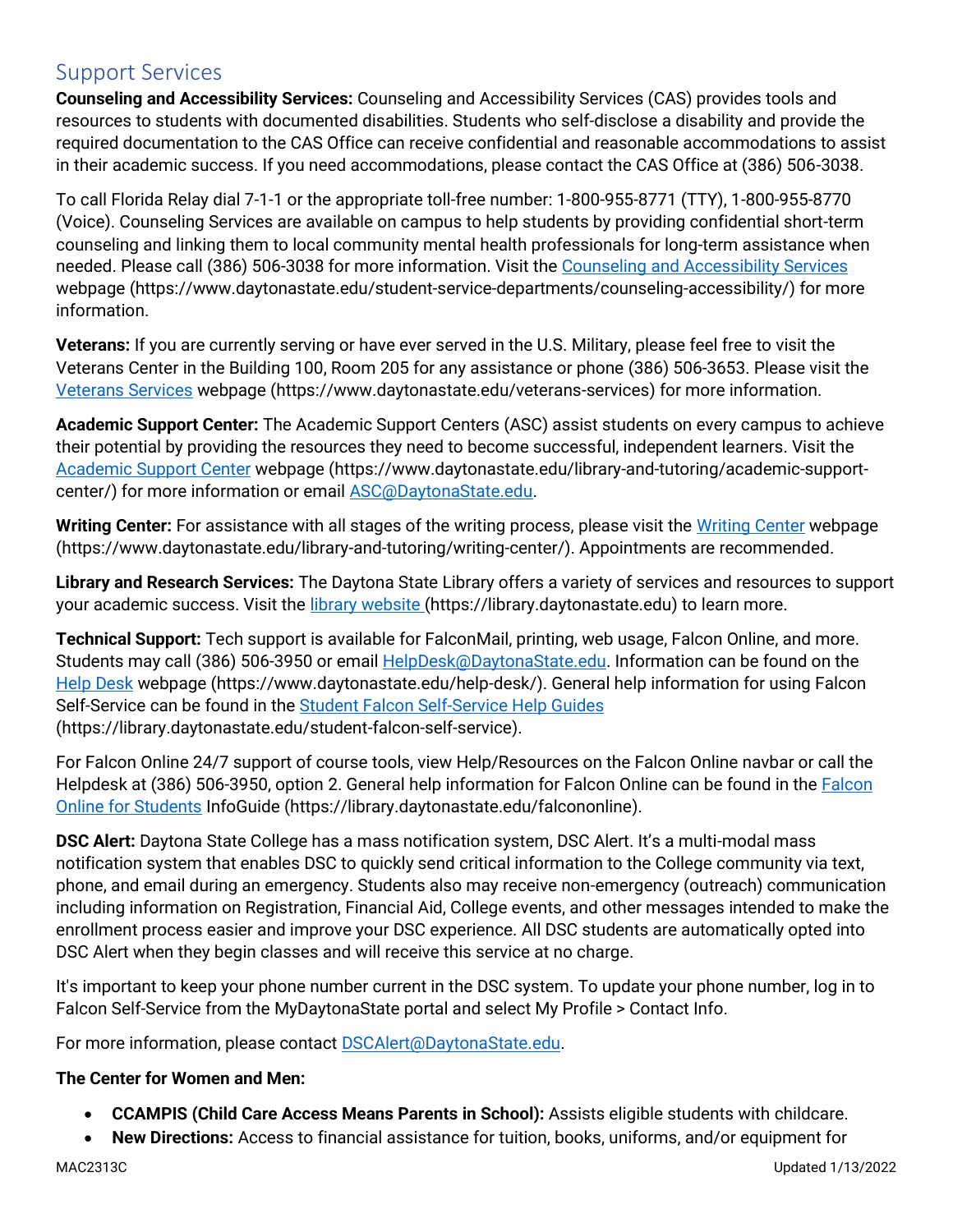## Support Services

**Counseling and Accessibility Services:** Counseling and Accessibility Services (CAS) provides tools and resources to students with documented disabilities. Students who self-disclose a disability and provide the required documentation to the CAS Office can receive confidential and reasonable accommodations to assist in their academic success. If you need accommodations, please contact the CAS Office at (386) 506-3038.

To call Florida Relay dial 7-1-1 or the appropriate toll-free number: 1-800-955-8771 (TTY), 1-800-955-8770 (Voice). Counseling Services are available on campus to help students by providing confidential short-term counseling and linking them to local community mental health professionals for long-term assistance when needed. Please call (386) 506-3038 for more information. Visit the [Counseling and Accessibility Services](https://www.daytonastate.edu/student-service-departments/counseling-accessibility/) webpage (https://www.daytonastate.edu/student-service-departments/counseling-accessibility/) for more information.

**Veterans:** If you are currently serving or have ever served in the U.S. Military, please feel free to visit the Veterans Center in the Building 100, Room 205 for any assistance or phone (386) 506-3653. Please visit the [Veterans Services](https://www.daytonastate.edu/veterans-services) webpage (https://www.daytonastate.edu/veterans-services) for more information.

**Academic Support Center:** The Academic Support Centers (ASC) assist students on every campus to achieve their potential by providing the resources they need to become successful, independent learners. Visit the [Academic Support Center](https://www.daytonastate.edu/library-and-tutoring/academic-support-center/) webpage (https://www.daytonastate.edu/library-and-tutoring/academic-support-center/) for more information or email [ASC@DaytonaState.edu](mailto:ASC@DaytonaState.edu).

**Writing Center:** For assistance with all stages of the writing process, please visit the [Writing Center](https://www.daytonastate.edu/library-and-tutoring/writing-center/) webpage (https://www.daytonastate.edu/library-and-tutoring/writing-center/). Appointments are recommended.

**Library and Research Services:** The Daytona State Library offers a variety of services and resources to support your academic success. Visit the [library website](https://library.daytonastate.edu) (https://library.daytonastate.edu) to learn more.

**Technical Support:** Tech support is available for FalconMail, printing, web usage, Falcon Online, and more. Students may call (386) 506-3950 or email [HelpDesk@DaytonaState.edu](mailto:HelpDesk@DaytonaState.edu). Information can be found on the [Help Desk](https://www.daytonastate.edu/help-desk/) webpage (https://www.daytonastate.edu/help-desk/). General help information for using Falcon Self-Service can be found in the [Student Falcon Self-Service Help Guides](https://library.daytonastate.edu/student-falcon-self-service) (https://library.daytonastate.edu/student-falcon-self-service).

For Falcon Online 24/7 support of course tools, view Help/Resources on the Falcon Online navbar or call the Helpdesk at (386) 506-3950, option 2. General help information for Falcon Online can be found in the [Falcon Online for Students](https://library.daytonastate.edu/falcononline) InfoGuide (https://library.daytonastate.edu/falcononline).

**DSC Alert:** Daytona State College has a mass notification system, DSC Alert. It's a multi-modal mass notification system that enables DSC to quickly send critical information to the College community via text, phone, and email during an emergency. Students also may receive non-emergency (outreach) communication including information on Registration, Financial Aid, College events, and other messages intended to make the enrollment process easier and improve your DSC experience. All DSC students are automatically opted into DSC Alert when they begin classes and will receive this service at no charge.

It's important to keep your phone number current in the DSC system. To update your phone number, log in to Falcon Self-Service from the MyDaytonaState portal and select My Profile > Contact Info.

For more information, please contact [DSCAlert@DaytonaState.edu](mailto:DSCAlert@DaytonaState.edu).

**The Center for Women and Men:**

- **CCAMPIS (Child Care Access Means Parents in School):** Assists eligible students with childcare.
- **New Directions:** Access to financial assistance for tuition, books, uniforms, and/or equipment for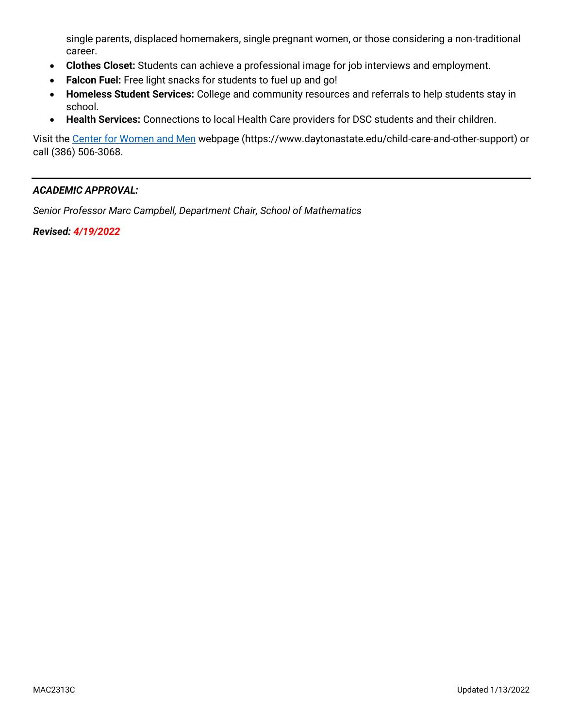single parents, displaced homemakers, single pregnant women, or those considering a non-traditional career.

- **Clothes Closet:** Students can achieve a professional image for job interviews and employment.
- **Falcon Fuel:** Free light snacks for students to fuel up and go!
- **Homeless Student Services:** College and community resources and referrals to help students stay in school.
- **Health Services:** Connections to local Health Care providers for DSC students and their children.

Visit the [Center for Women and Men](https://www.daytonastate.edu/child-care-and-other-support) webpage (https://www.daytonastate.edu/child-care-and-other-support) or call (386) 506-3068.

---

***ACADEMIC APPROVAL:***

*Senior Professor Marc Campbell, Department Chair, School of Mathematics*

***Revised: 4/19/2022***